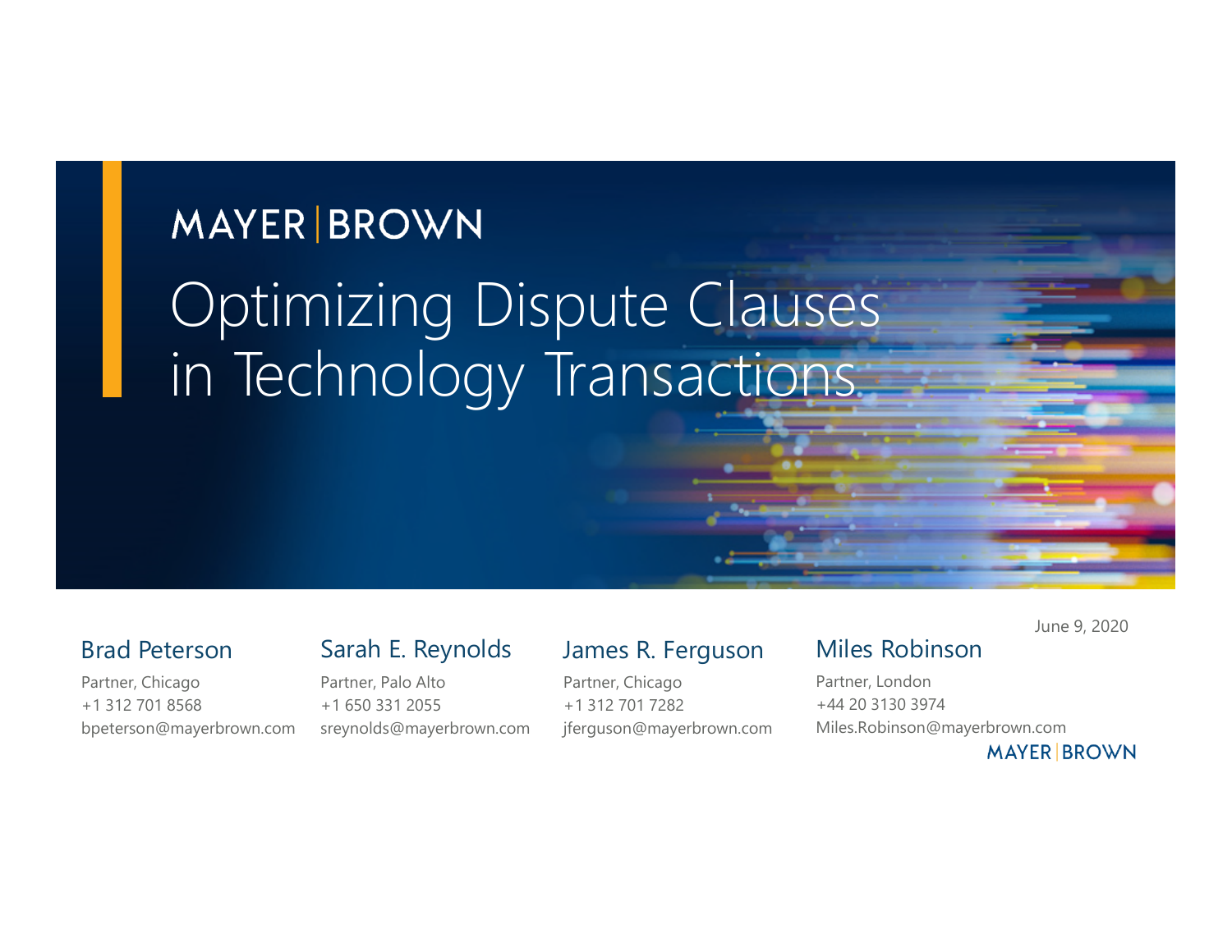MAYER | BROWN

# Optimizing Dispute Clauses in Technology Transactions

June 9, 2020

**Brad Peterson**
Partner, Chicago
+1 312 701 8568
bpeterson@mayerbrown.com

**Sarah E. Reynolds**
Partner, Palo Alto
+1 650 331 2055
sreynolds@mayerbrown.com

**James R. Ferguson**
Partner, Chicago
+1 312 701 7282
jferguson@mayerbrown.com

**Miles Robinson**
Partner, London
+44 20 3130 3974
Miles.Robinson@mayerbrown.com

MAYER | BROWN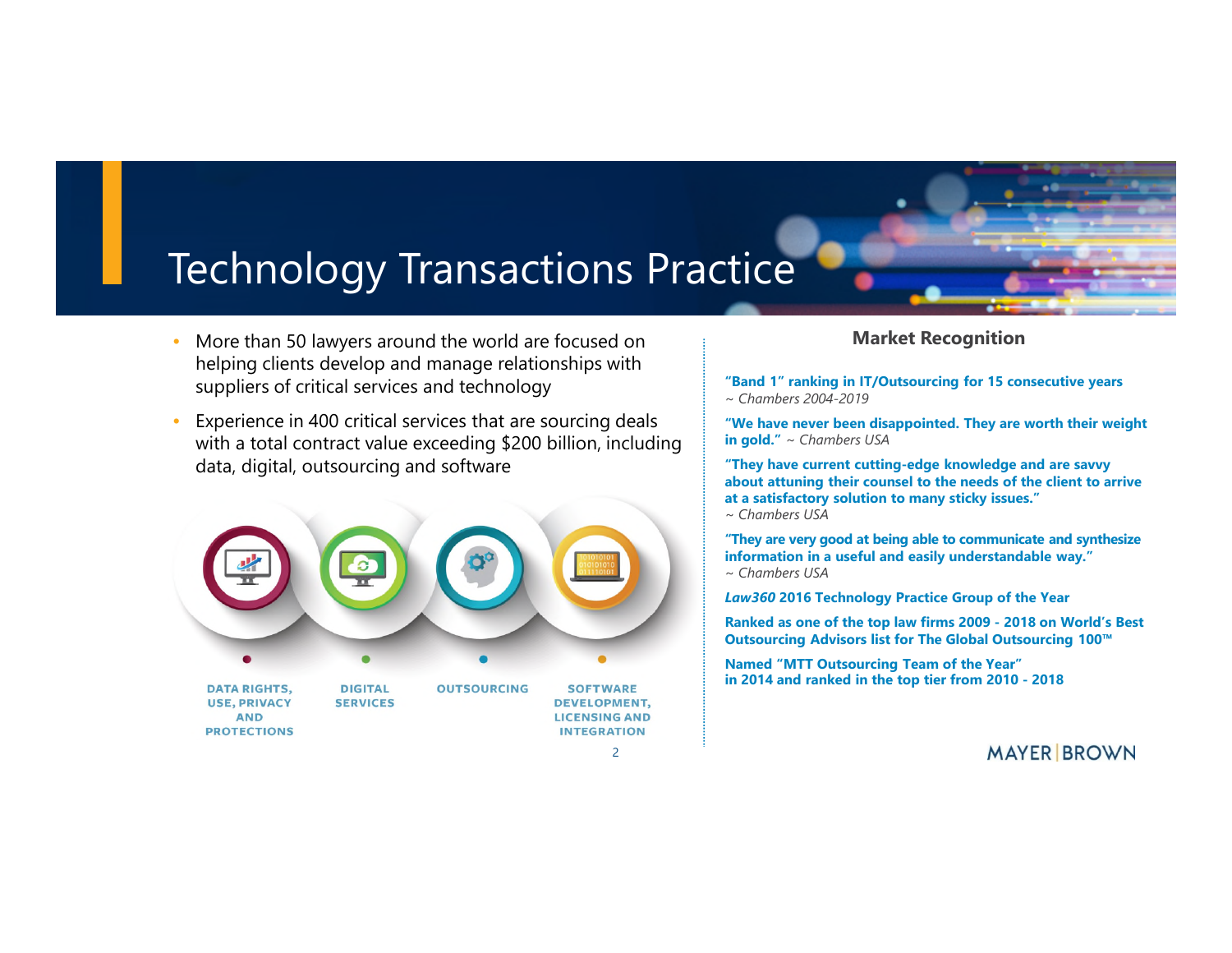# Technology Transactions Practice

- More than 50 lawyers around the world are focused on helping clients develop and manage relationships with suppliers of critical services and technology
- Experience in 400 critical services that are sourcing deals with a total contract value exceeding $200 billion, including data, digital, outsourcing and software

**DATA RIGHTS, USE, PRIVACY AND PROTECTIONS**

**DIGITAL SERVICES**

**OUTSOURCING**

**SOFTWARE DEVELOPMENT, LICENSING AND INTEGRATION**

## Market Recognition

**"Band 1" ranking in IT/Outsourcing for 15 consecutive years**
*~ Chambers 2004-2019*

**"We have never been disappointed. They are worth their weight in gold."** *~ Chambers USA*

**"They have current cutting-edge knowledge and are savvy about attuning their counsel to the needs of the client to arrive at a satisfactory solution to many sticky issues."**
*~ Chambers USA*

**"They are very good at being able to communicate and synthesize information in a useful and easily understandable way."**
*~ Chambers USA*

***Law360* 2016 Technology Practice Group of the Year**

**Ranked as one of the top law firms 2009 - 2018 on World's Best Outsourcing Advisors list for The Global Outsourcing 100™**

**Named "MTT Outsourcing Team of the Year" in 2014 and ranked in the top tier from 2010 - 2018**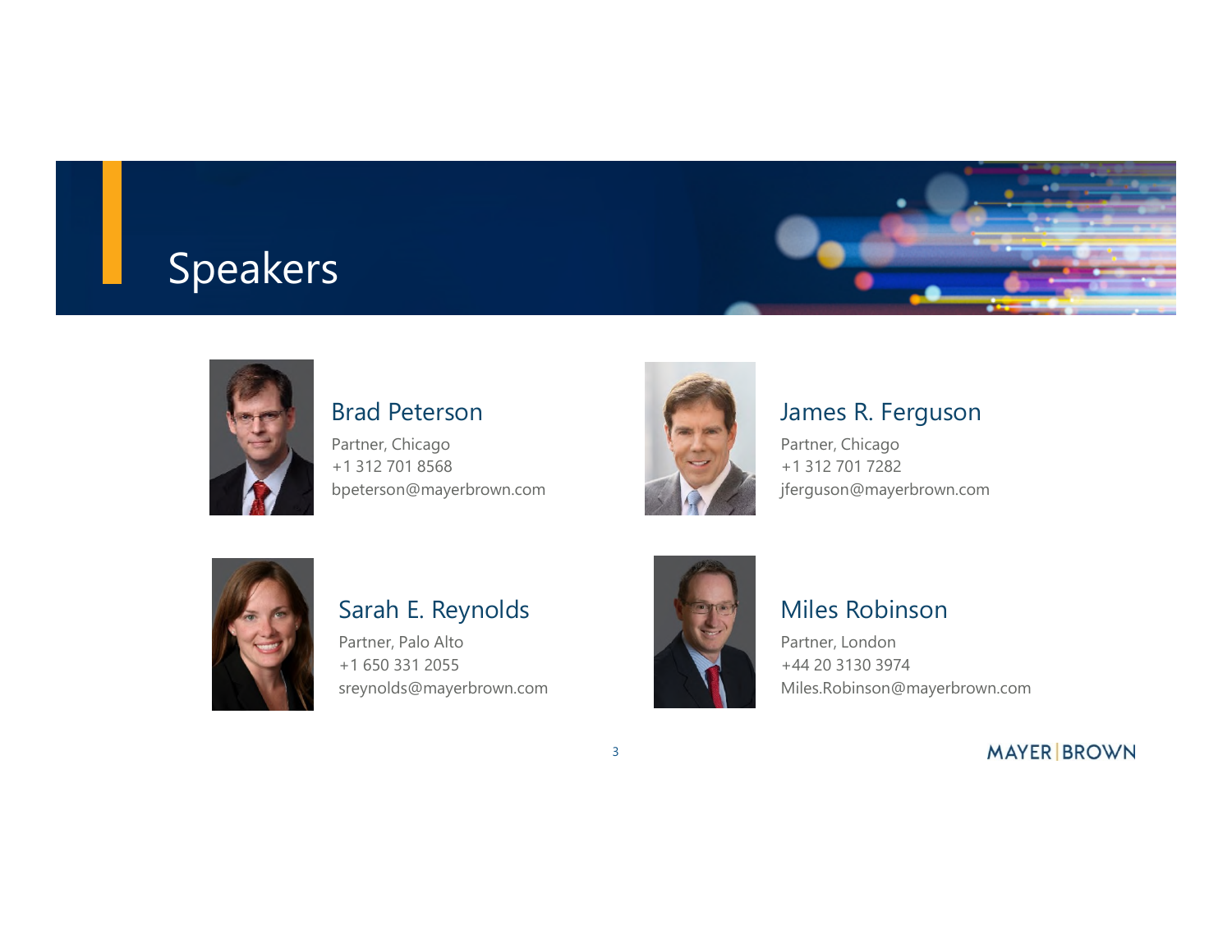# Speakers

**Brad Peterson**
Partner, Chicago
+1 312 701 8568
bpeterson@mayerbrown.com

**James R. Ferguson**
Partner, Chicago
+1 312 701 7282
jferguson@mayerbrown.com

**Sarah E. Reynolds**
Partner, Palo Alto
+1 650 331 2055
sreynolds@mayerbrown.com

**Miles Robinson**
Partner, London
+44 20 3130 3974
Miles.Robinson@mayerbrown.com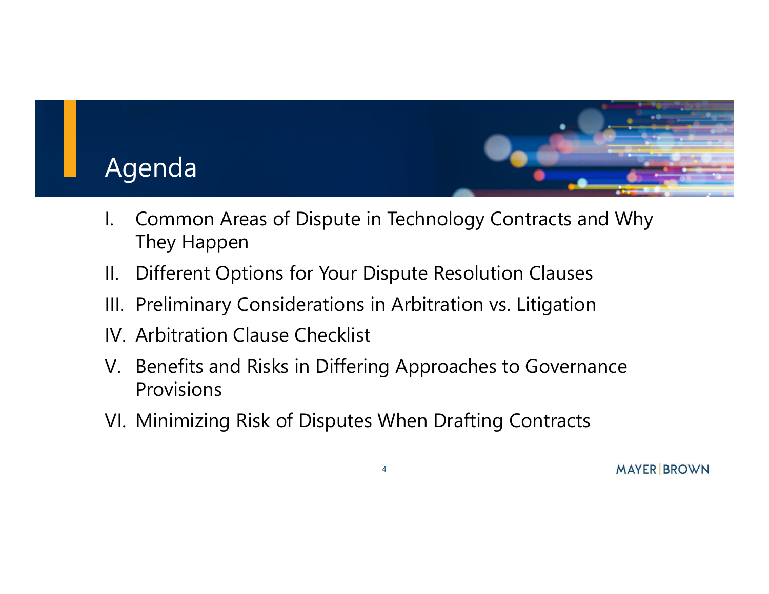# Agenda

I. Common Areas of Dispute in Technology Contracts and Why They Happen

II. Different Options for Your Dispute Resolution Clauses

III. Preliminary Considerations in Arbitration vs. Litigation

IV. Arbitration Clause Checklist

V. Benefits and Risks in Differing Approaches to Governance Provisions

VI. Minimizing Risk of Disputes When Drafting Contracts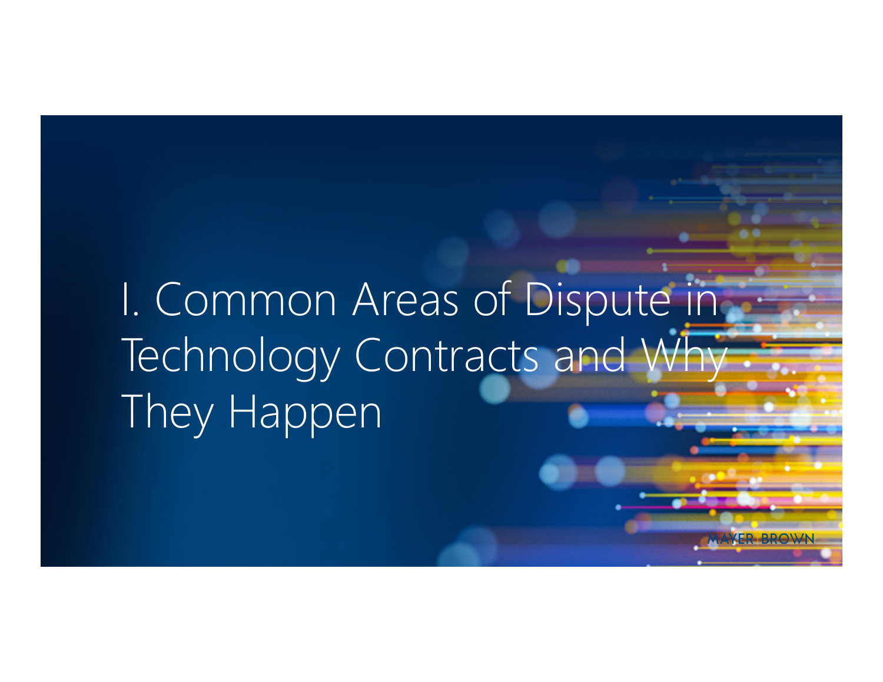# I. Common Areas of Dispute in Technology Contracts and Why They Happen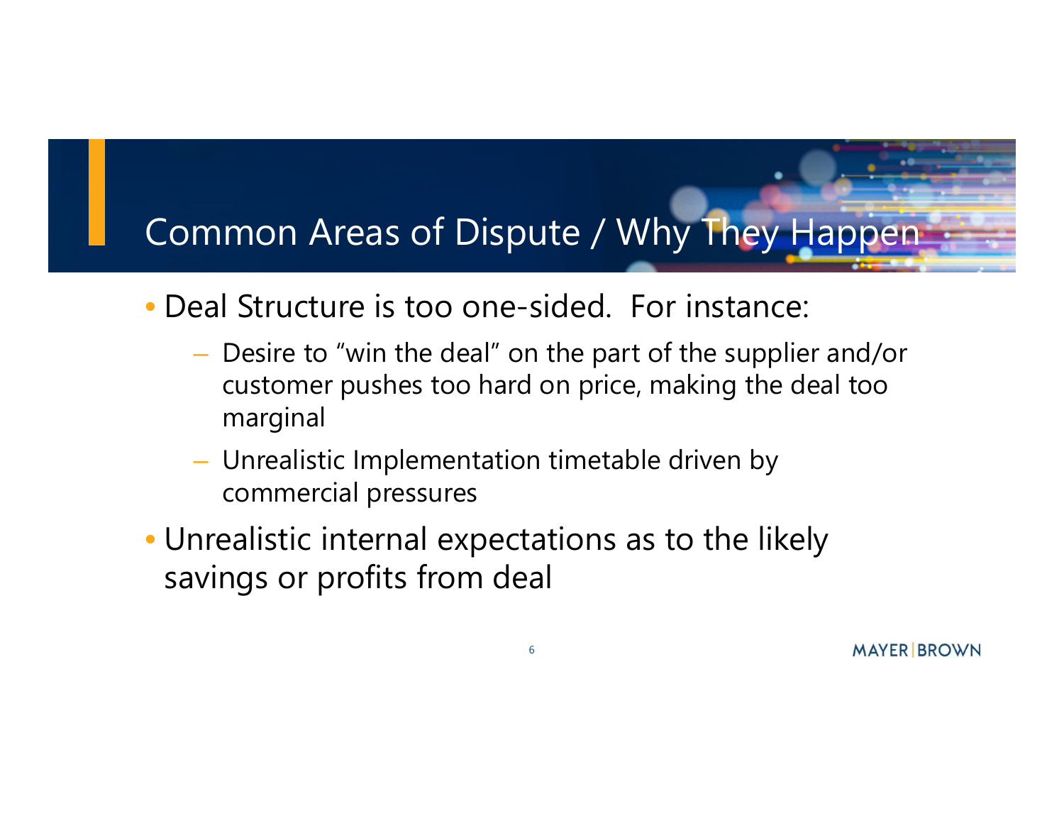# Common Areas of Dispute / Why They Happen

- Deal Structure is too one-sided. For instance:
  - Desire to "win the deal" on the part of the supplier and/or customer pushes too hard on price, making the deal too marginal
  - Unrealistic Implementation timetable driven by commercial pressures
- Unrealistic internal expectations as to the likely savings or profits from deal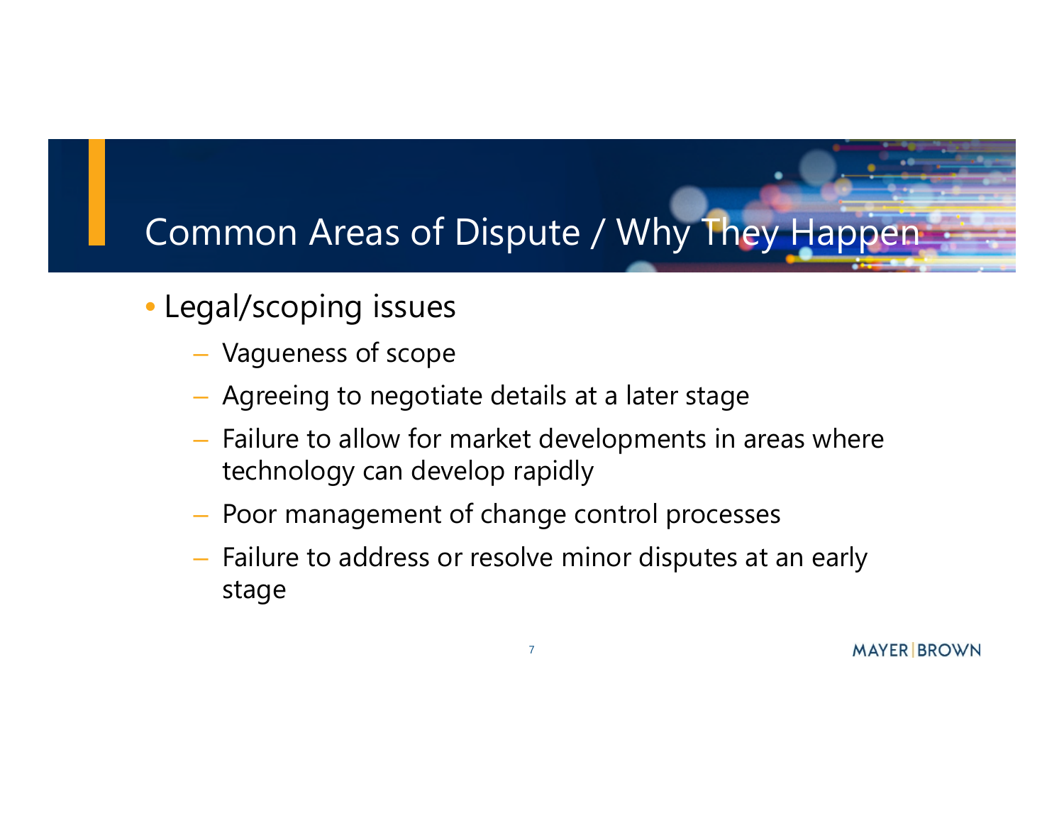# Common Areas of Dispute / Why They Happen

- Legal/scoping issues
  - Vagueness of scope
  - Agreeing to negotiate details at a later stage
  - Failure to allow for market developments in areas where technology can develop rapidly
  - Poor management of change control processes
  - Failure to address or resolve minor disputes at an early stage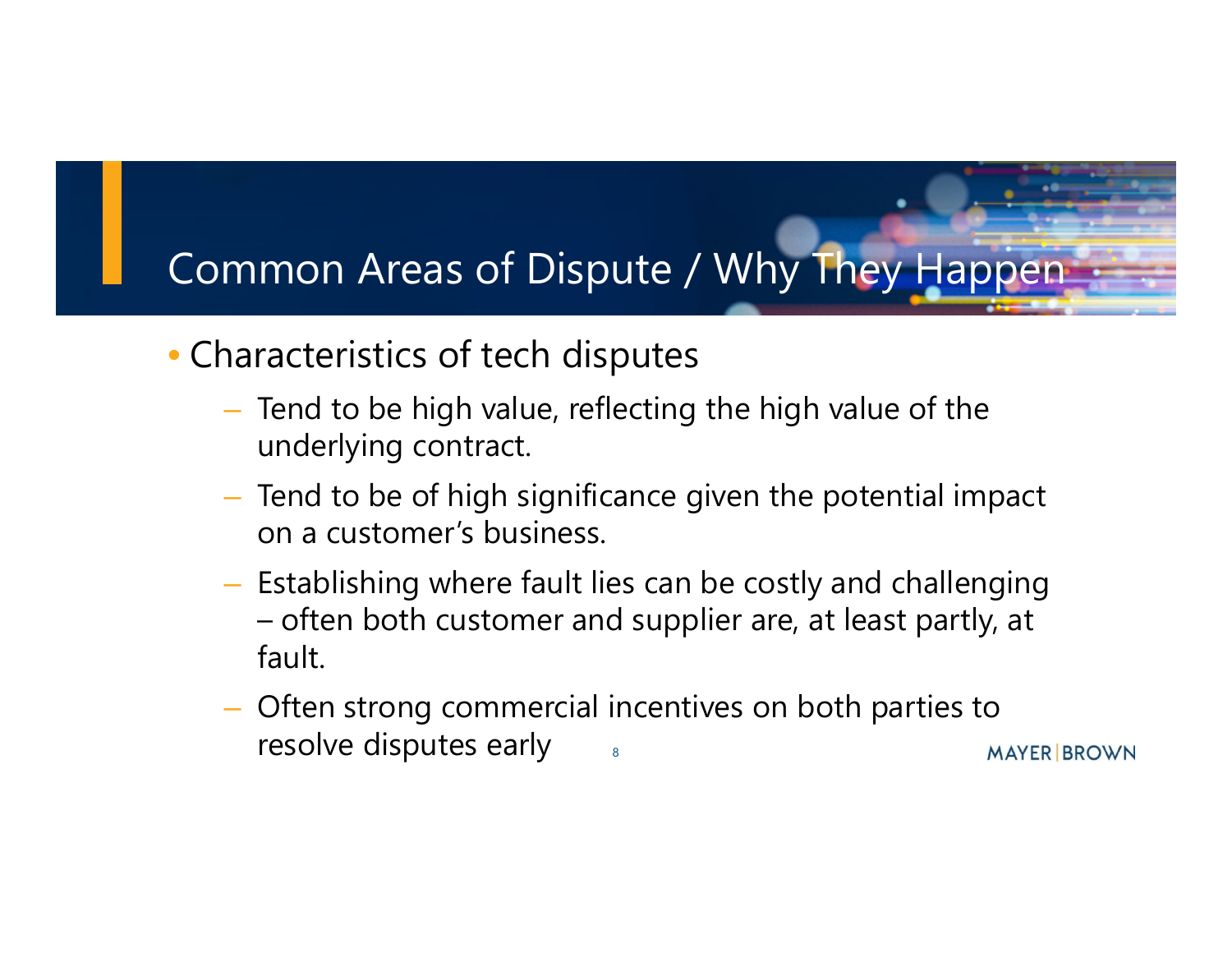# Common Areas of Dispute / Why They Happen

- Characteristics of tech disputes
  - Tend to be high value, reflecting the high value of the underlying contract.
  - Tend to be of high significance given the potential impact on a customer's business.
  - Establishing where fault lies can be costly and challenging – often both customer and supplier are, at least partly, at fault.
  - Often strong commercial incentives on both parties to resolve disputes early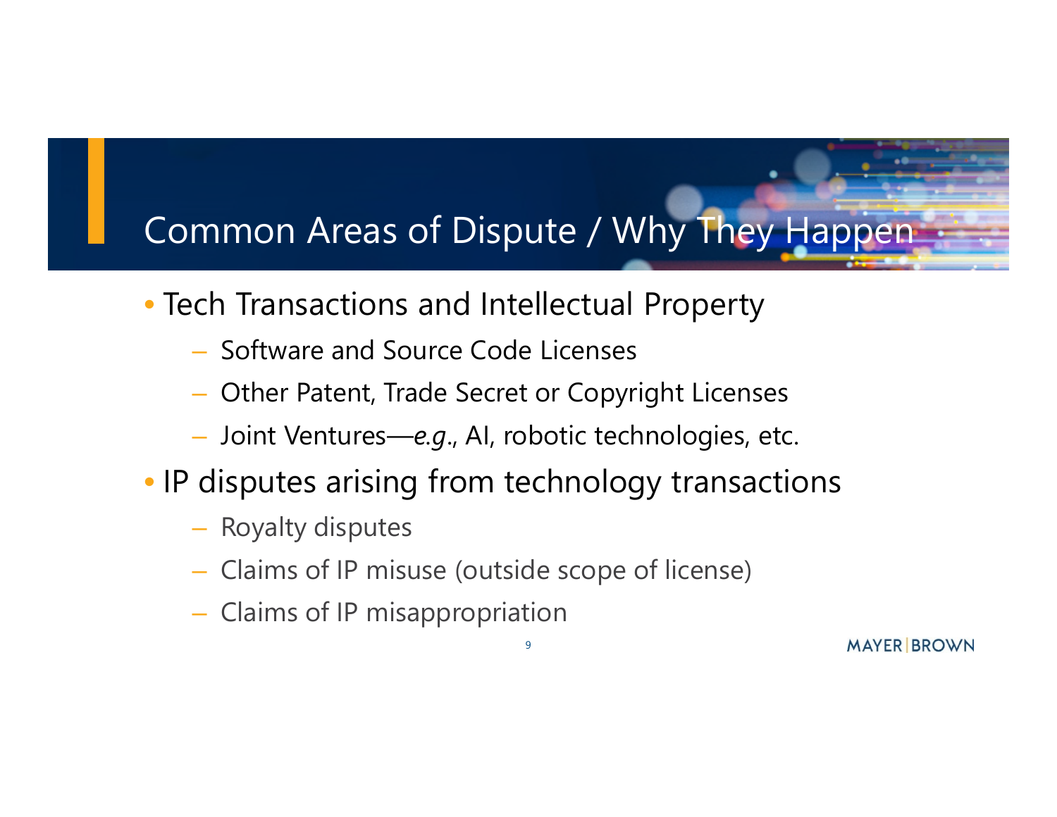# Common Areas of Dispute / Why They Happen

- Tech Transactions and Intellectual Property
  - Software and Source Code Licenses
  - Other Patent, Trade Secret or Copyright Licenses
  - Joint Ventures—*e.g.*, AI, robotic technologies, etc.
- IP disputes arising from technology transactions
  - Royalty disputes
  - Claims of IP misuse (outside scope of license)
  - Claims of IP misappropriation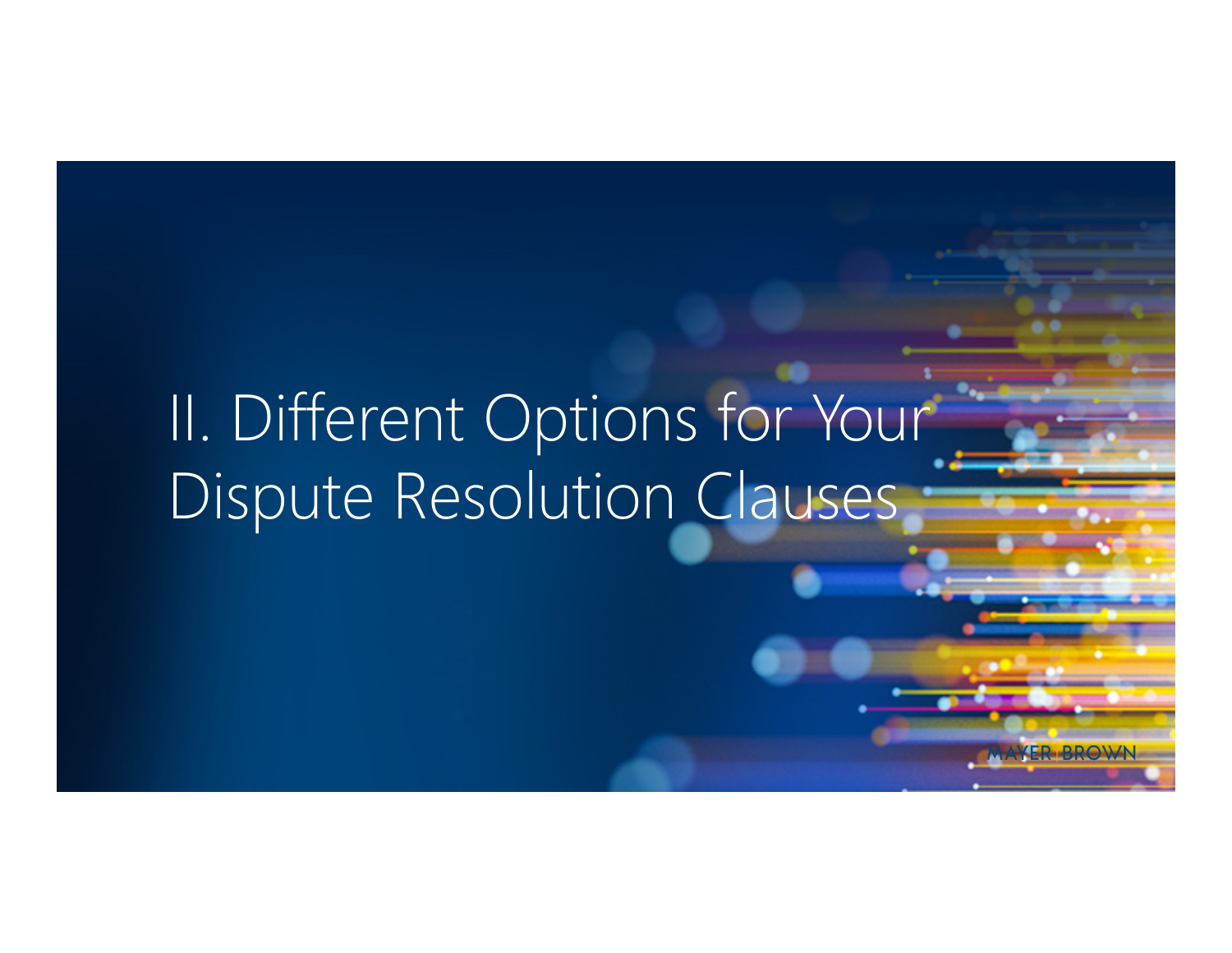# II. Different Options for Your Dispute Resolution Clauses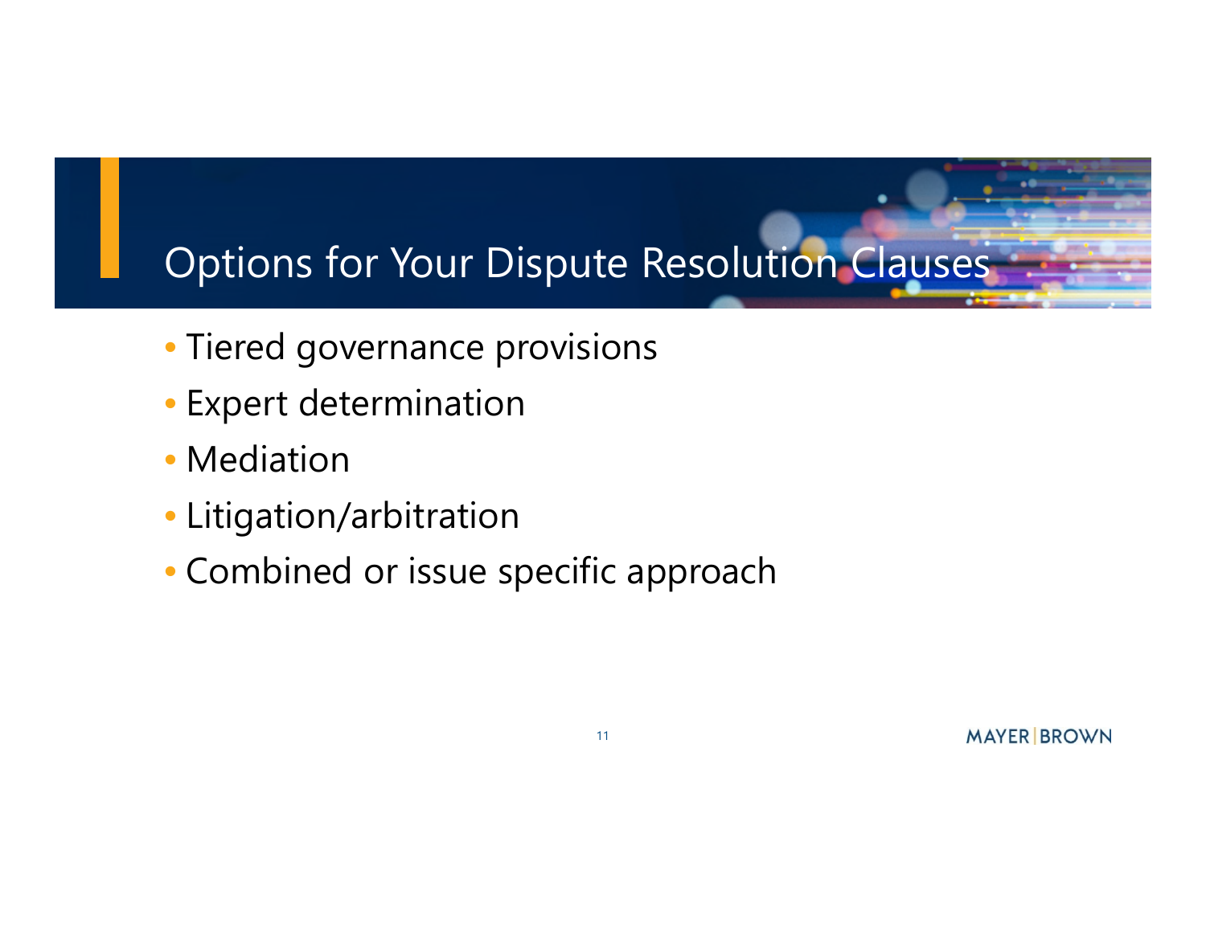# Options for Your Dispute Resolution Clauses

- Tiered governance provisions
- Expert determination
- Mediation
- Litigation/arbitration
- Combined or issue specific approach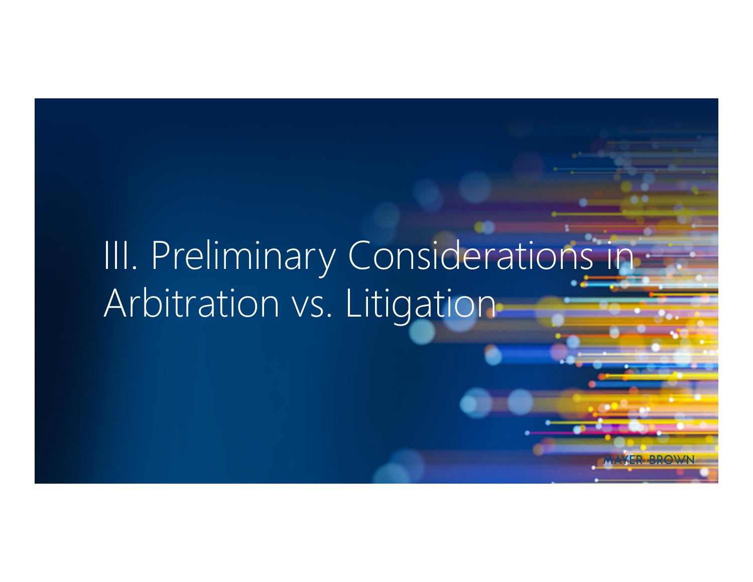# III. Preliminary Considerations in Arbitration vs. Litigation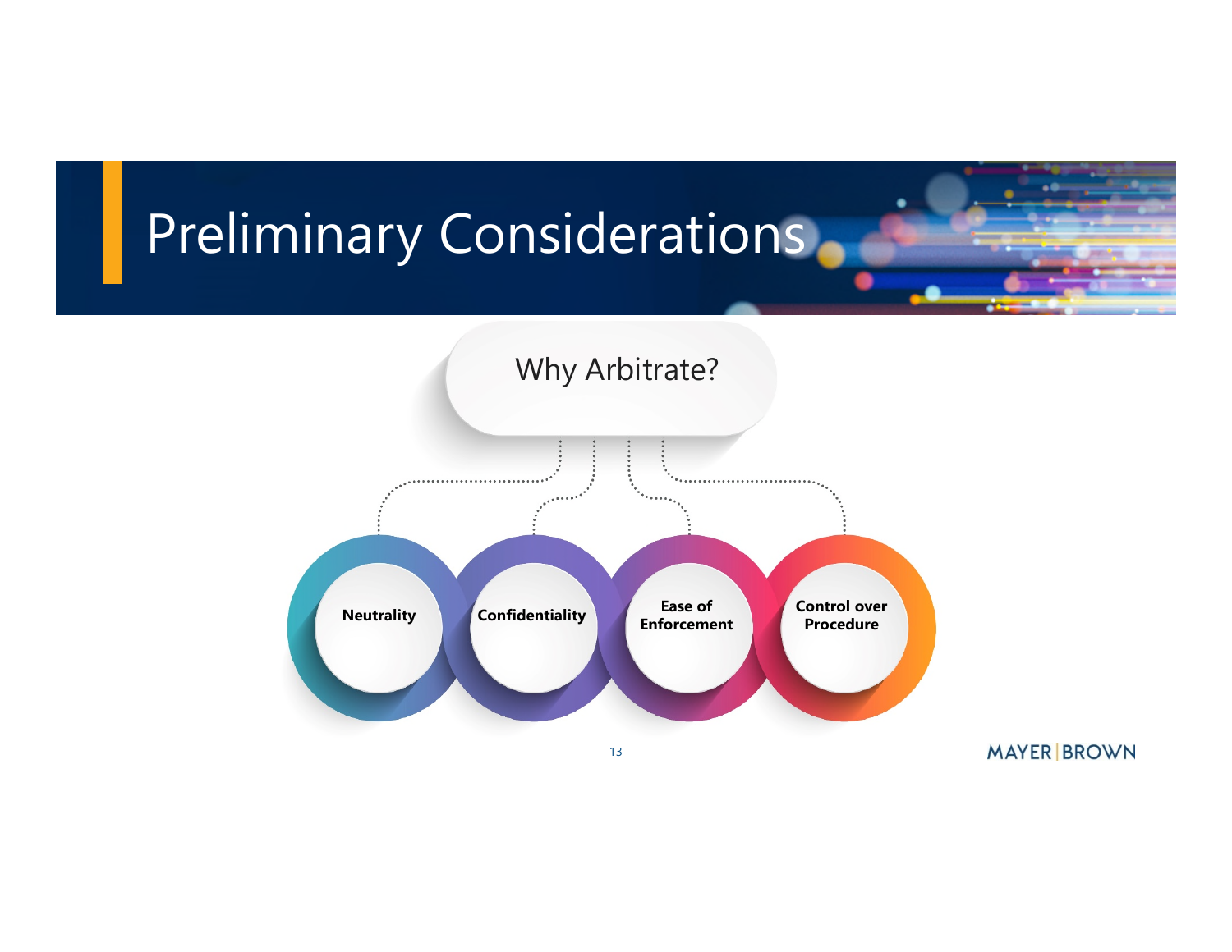# Preliminary Considerations

## Why Arbitrate?

- Neutrality
- Confidentiality
- Ease of Enforcement
- Control over Procedure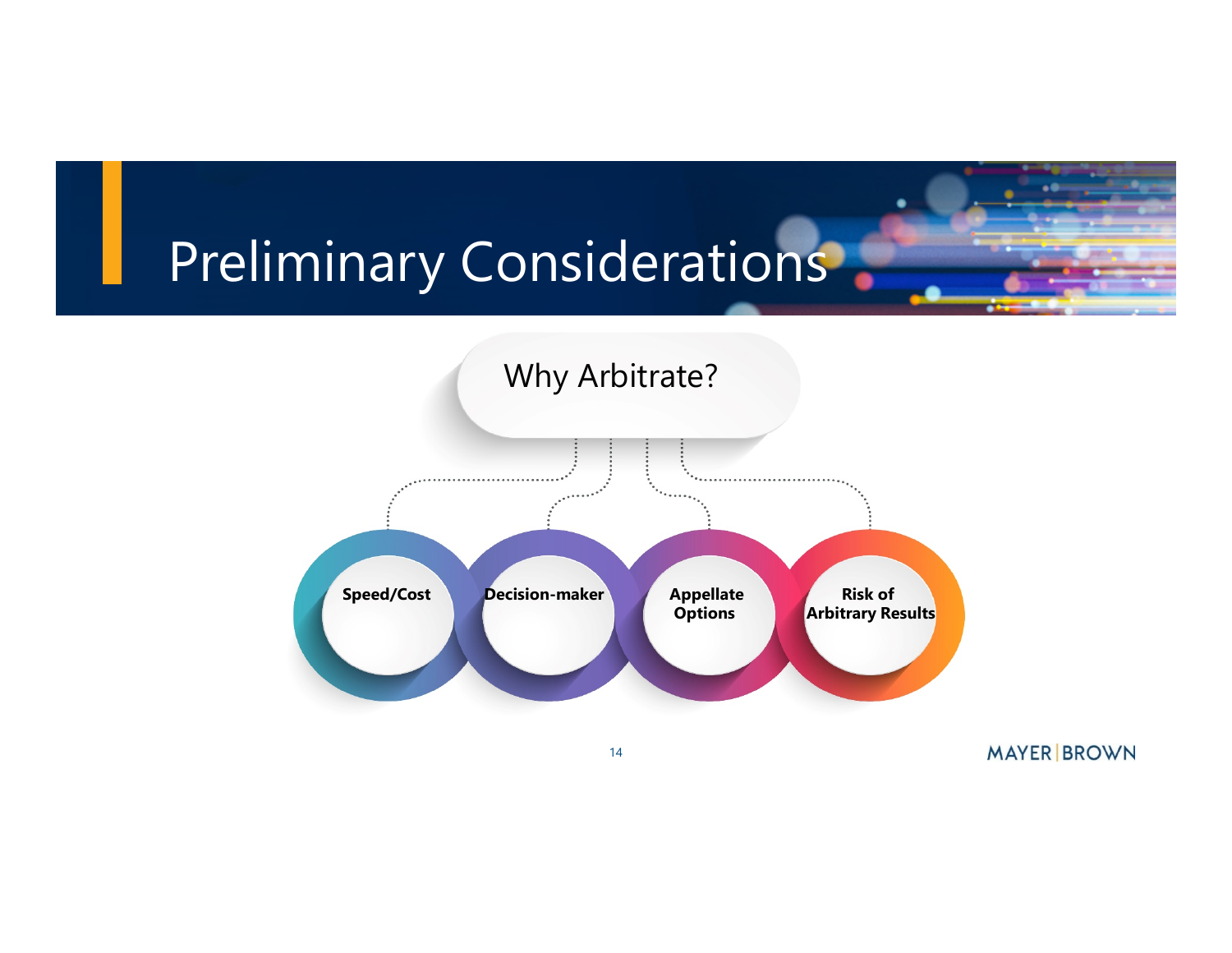# Preliminary Considerations

## Why Arbitrate?

- **Speed/Cost**
- **Decision-maker**
- **Appellate Options**
- **Risk of Arbitrary Results**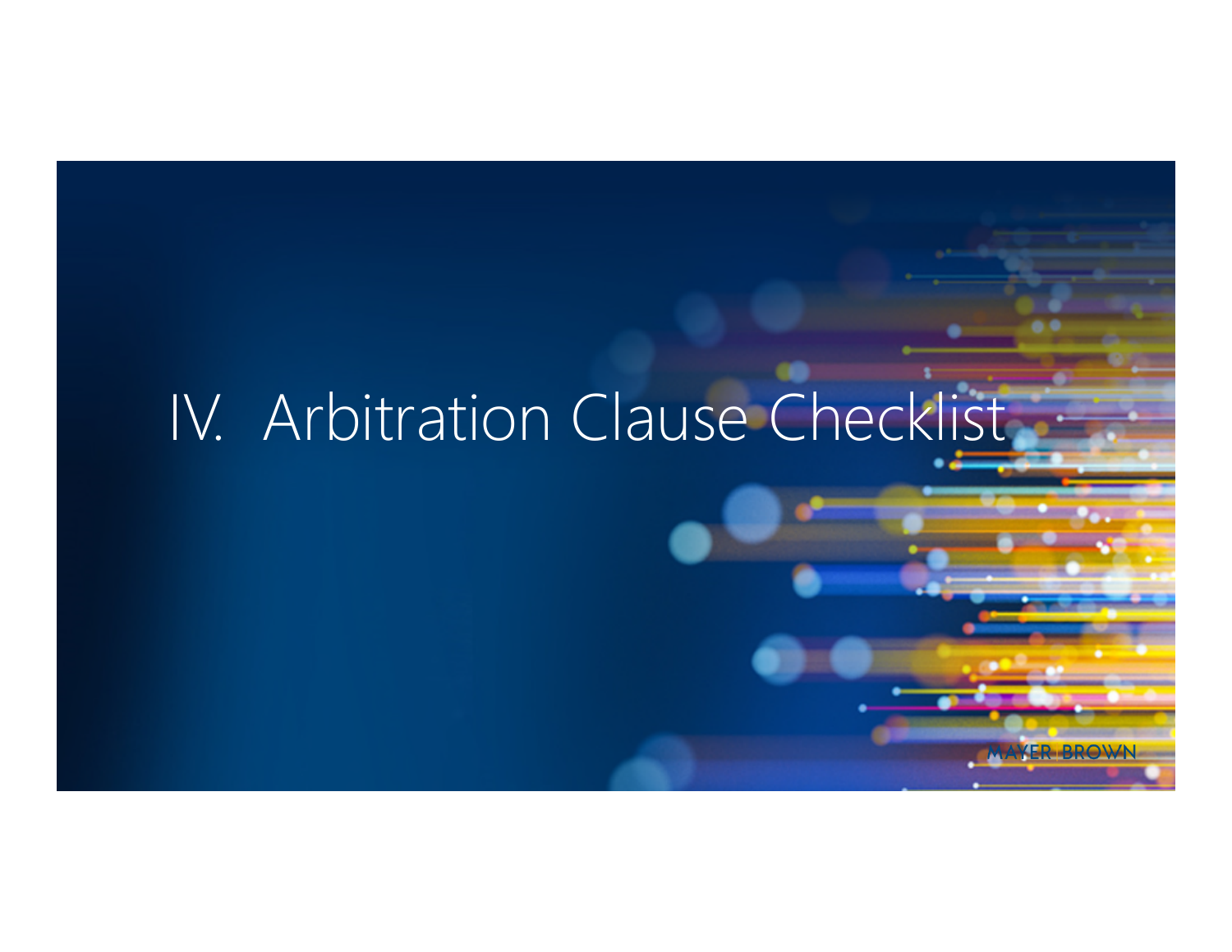# IV. Arbitration Clause Checklist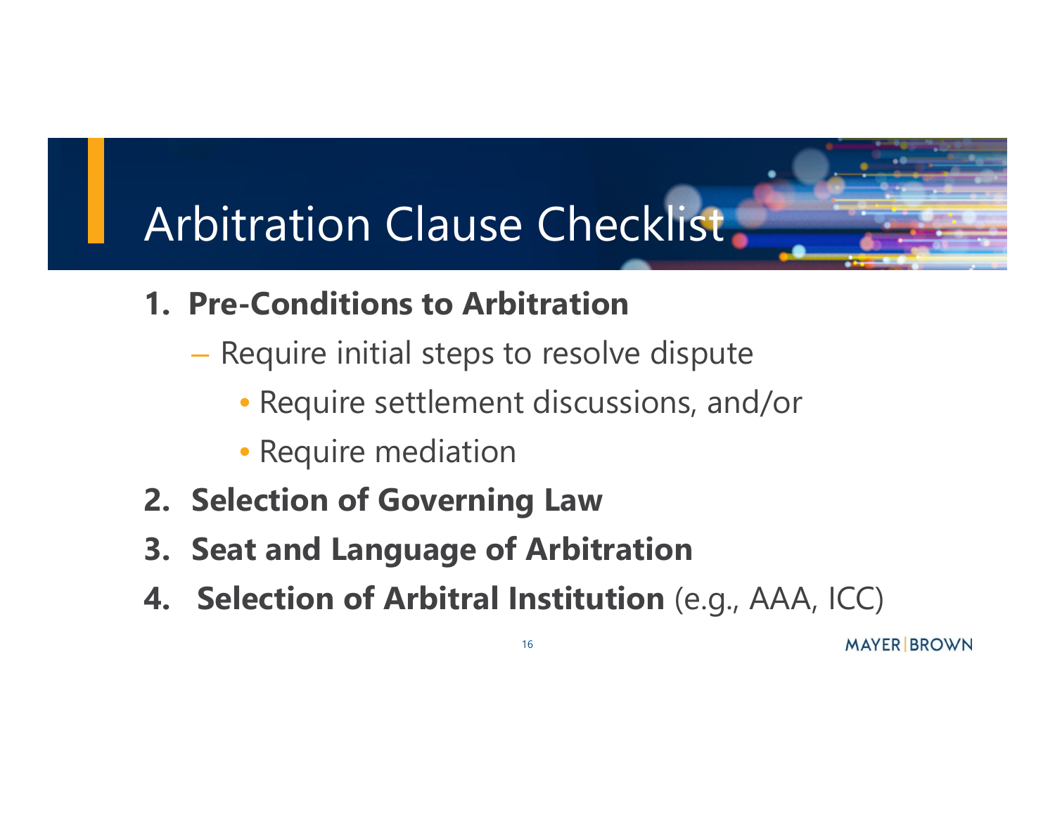# Arbitration Clause Checklist

1. **Pre-Conditions to Arbitration**
   - Require initial steps to resolve dispute
     - Require settlement discussions, and/or
     - Require mediation
2. **Selection of Governing Law**
3. **Seat and Language of Arbitration**
4. **Selection of Arbitral Institution** (e.g., AAA, ICC)

MAYER | BROWN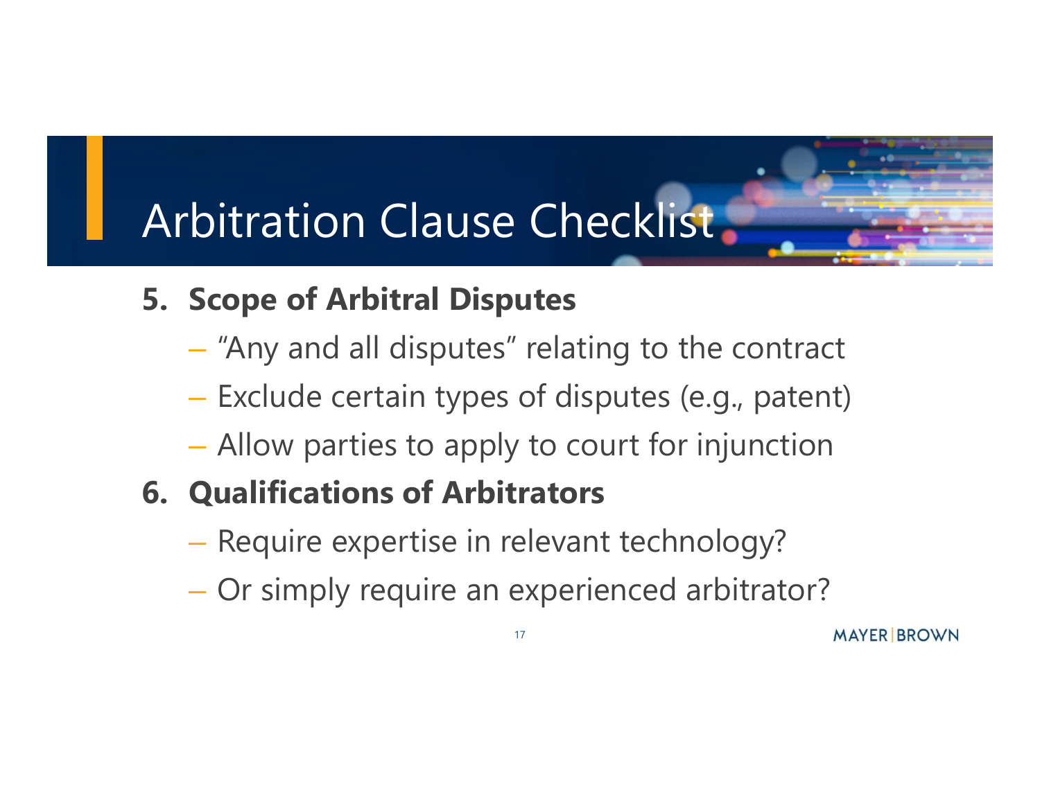# Arbitration Clause Checklist

5. **Scope of Arbitral Disputes**
   - "Any and all disputes" relating to the contract
   - Exclude certain types of disputes (e.g., patent)
   - Allow parties to apply to court for injunction
6. **Qualifications of Arbitrators**
   - Require expertise in relevant technology?
   - Or simply require an experienced arbitrator?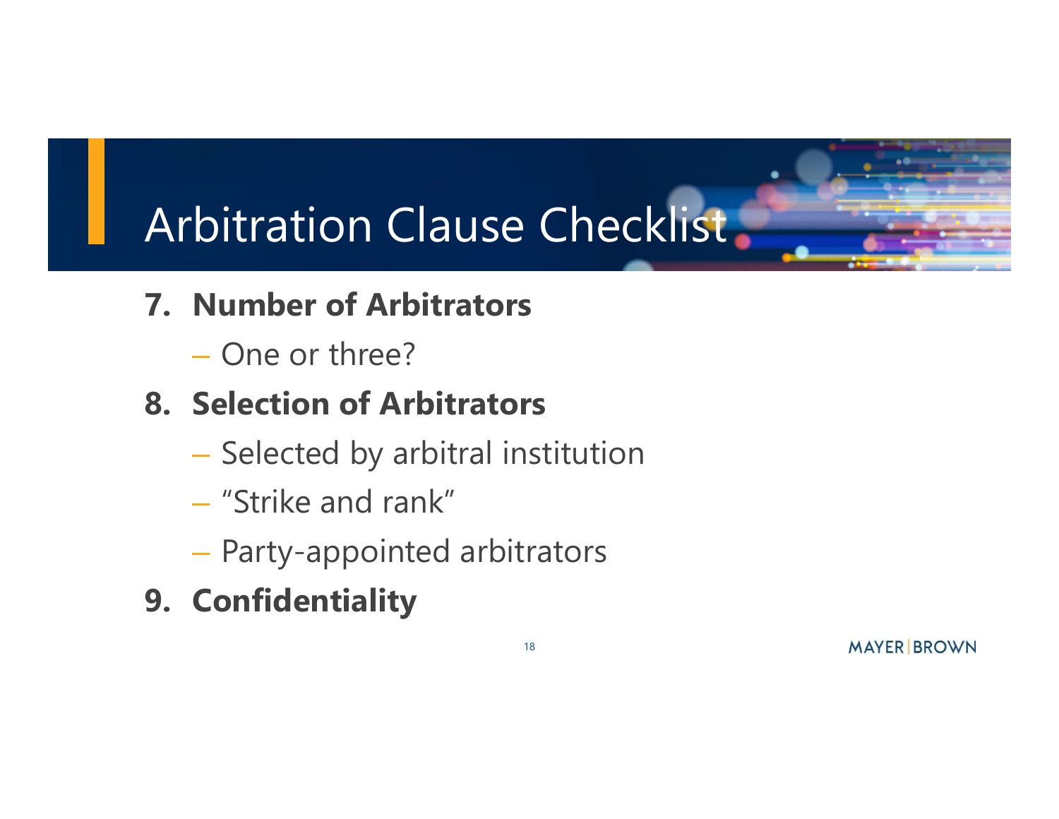# Arbitration Clause Checklist

7. **Number of Arbitrators**
   – One or three?
8. **Selection of Arbitrators**
   – Selected by arbitral institution
   – "Strike and rank"
   – Party-appointed arbitrators
9. **Confidentiality**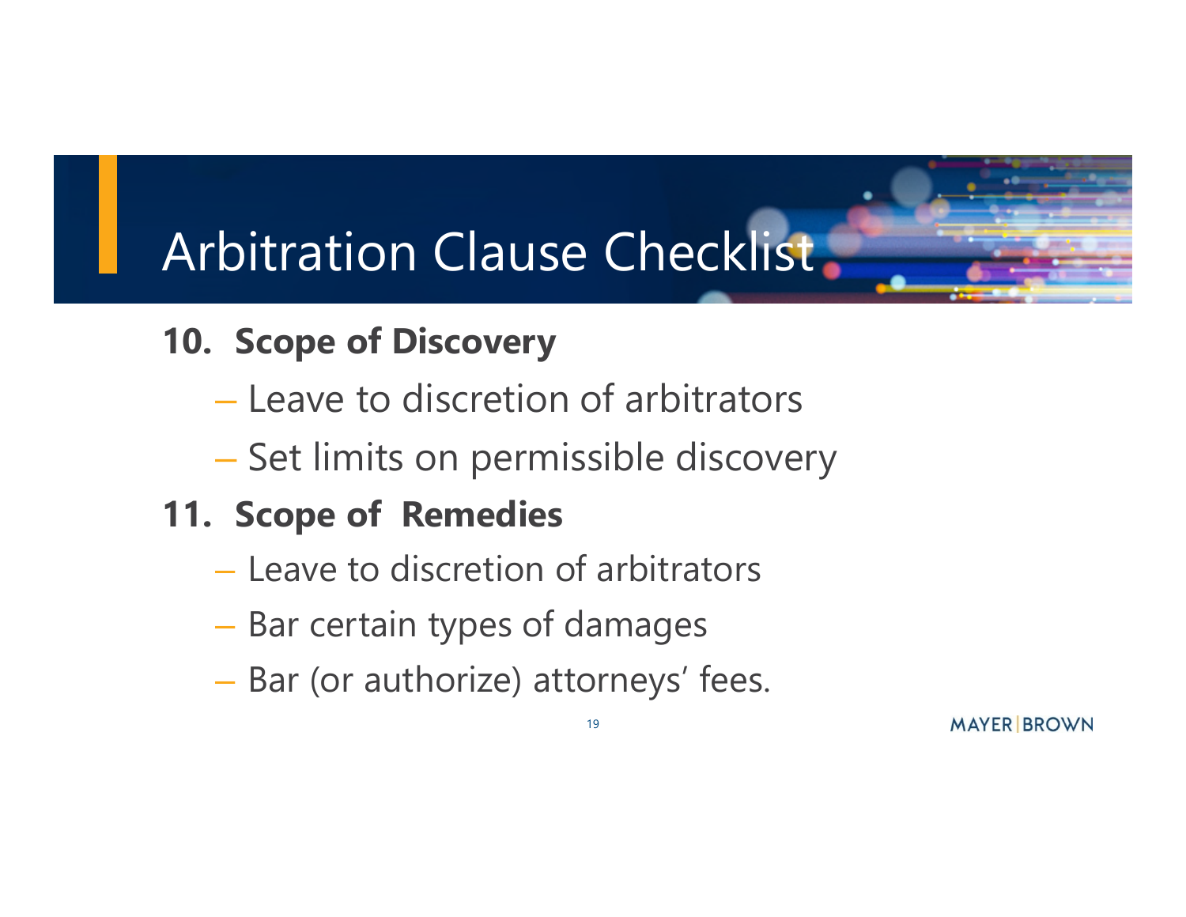# Arbitration Clause Checklist

**10. Scope of Discovery**

- Leave to discretion of arbitrators
- Set limits on permissible discovery

**11. Scope of Remedies**

- Leave to discretion of arbitrators
- Bar certain types of damages
- Bar (or authorize) attorneys' fees.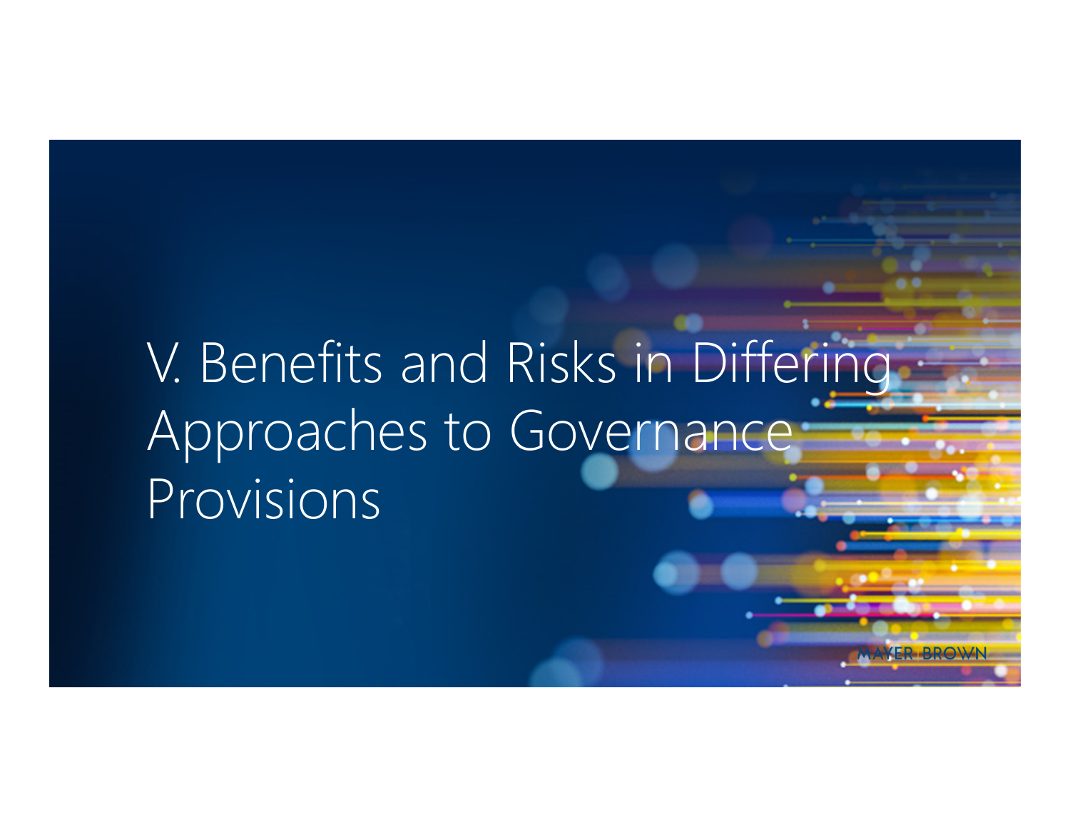# V. Benefits and Risks in Differing Approaches to Governance Provisions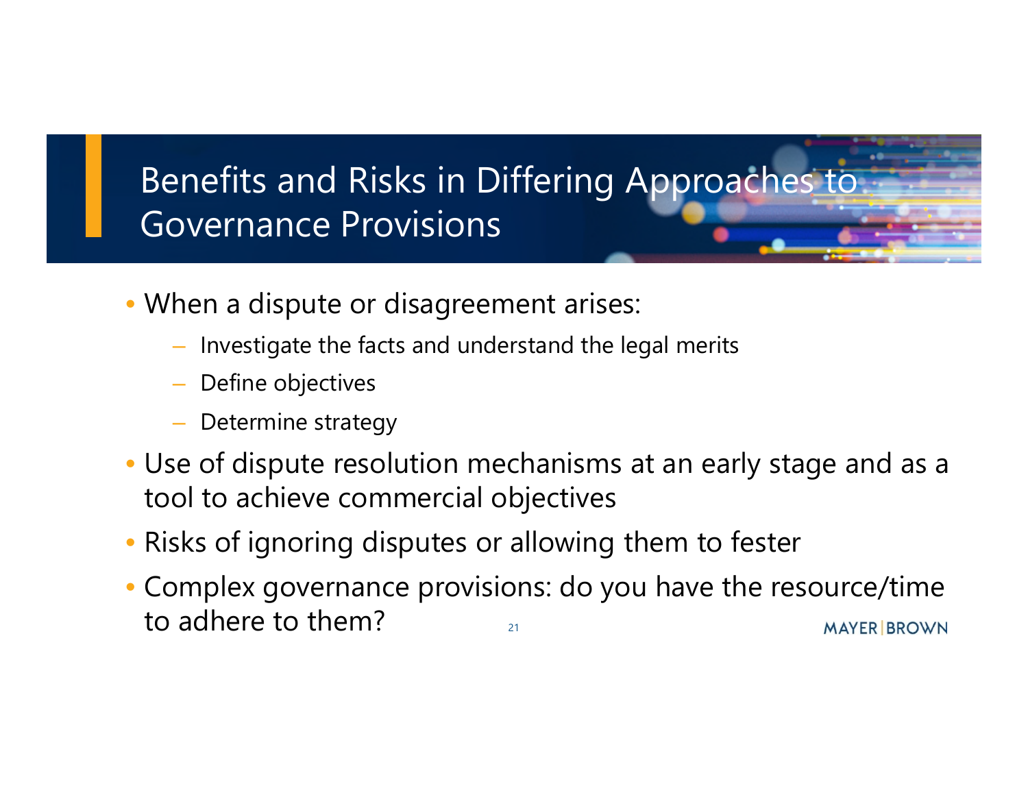# Benefits and Risks in Differing Approaches to Governance Provisions

- When a dispute or disagreement arises:
  - Investigate the facts and understand the legal merits
  - Define objectives
  - Determine strategy
- Use of dispute resolution mechanisms at an early stage and as a tool to achieve commercial objectives
- Risks of ignoring disputes or allowing them to fester
- Complex governance provisions: do you have the resource/time to adhere to them?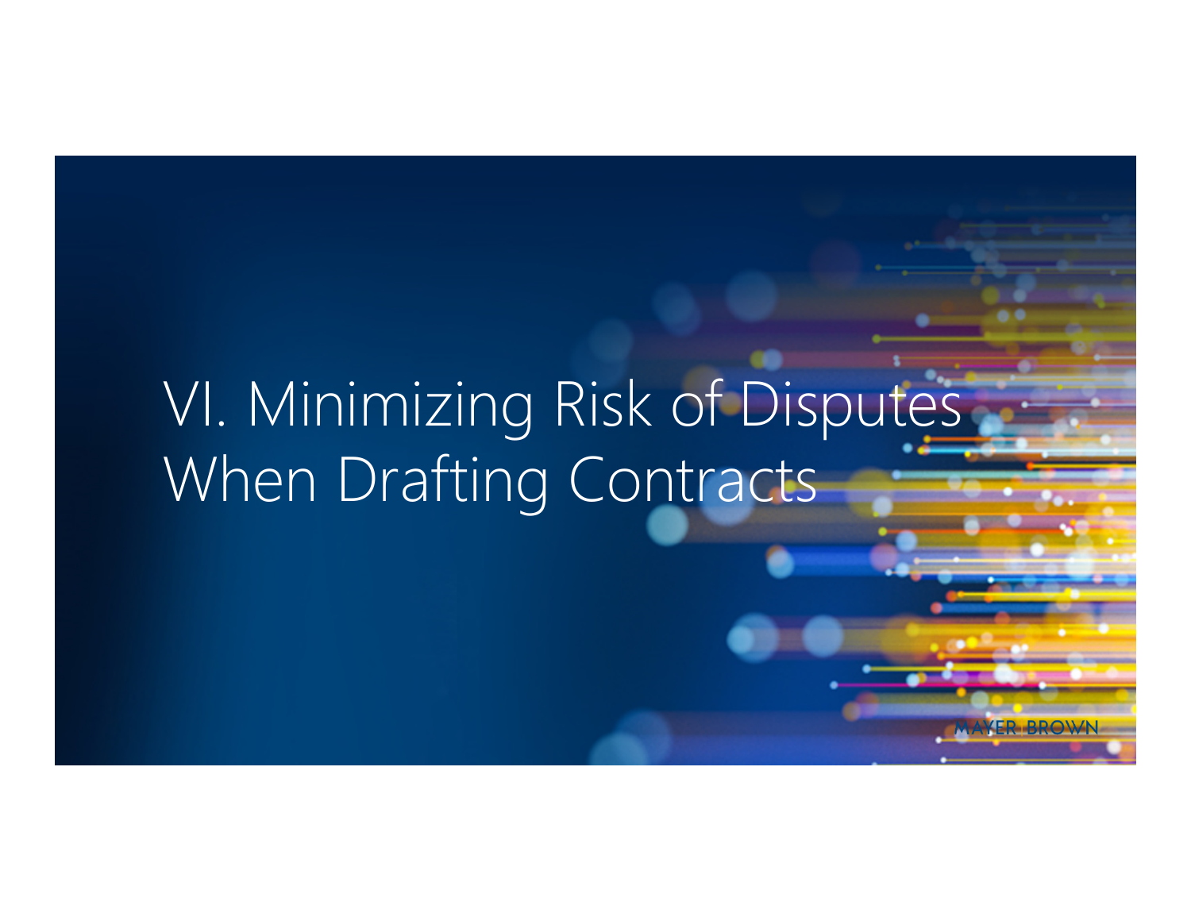# VI. Minimizing Risk of Disputes When Drafting Contracts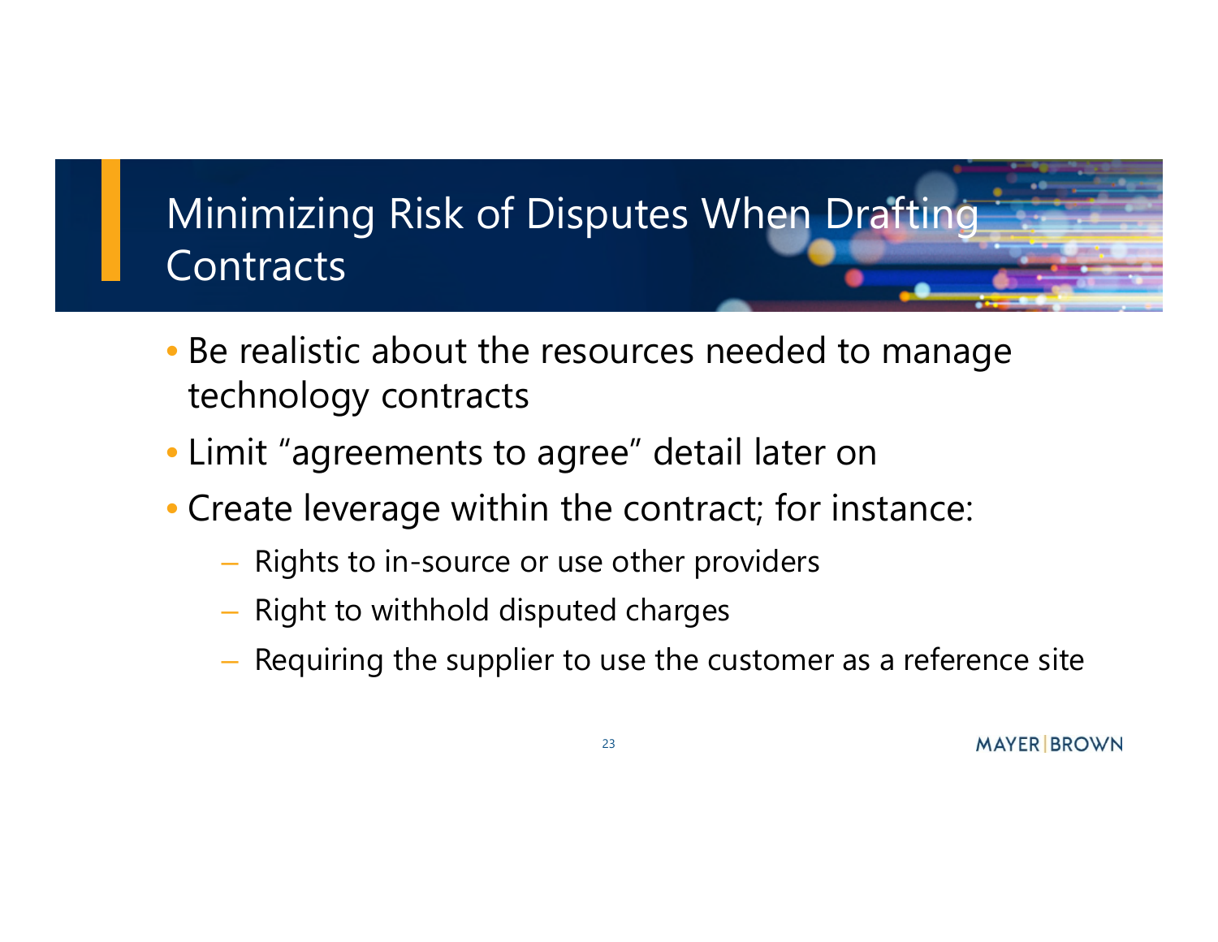# Minimizing Risk of Disputes When Drafting Contracts

- Be realistic about the resources needed to manage technology contracts
- Limit "agreements to agree" detail later on
- Create leverage within the contract; for instance:
  - Rights to in-source or use other providers
  - Right to withhold disputed charges
  - Requiring the supplier to use the customer as a reference site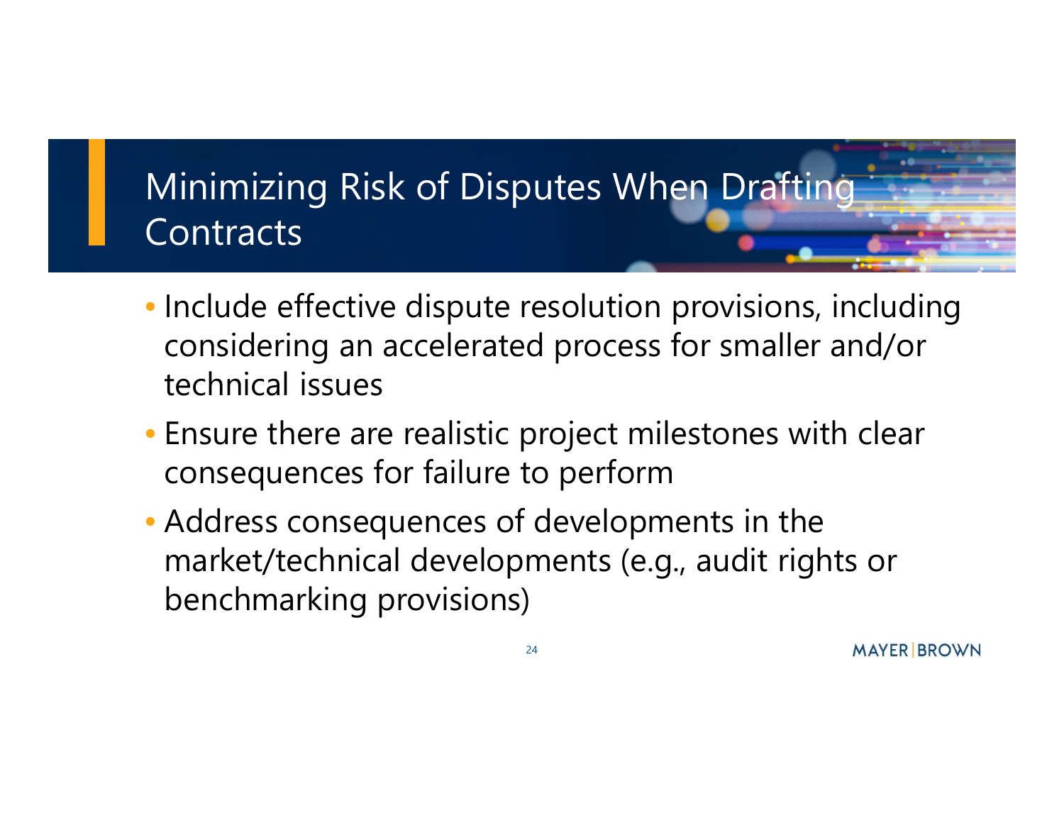# Minimizing Risk of Disputes When Drafting Contracts

- Include effective dispute resolution provisions, including considering an accelerated process for smaller and/or technical issues
- Ensure there are realistic project milestones with clear consequences for failure to perform
- Address consequences of developments in the market/technical developments (e.g., audit rights or benchmarking provisions)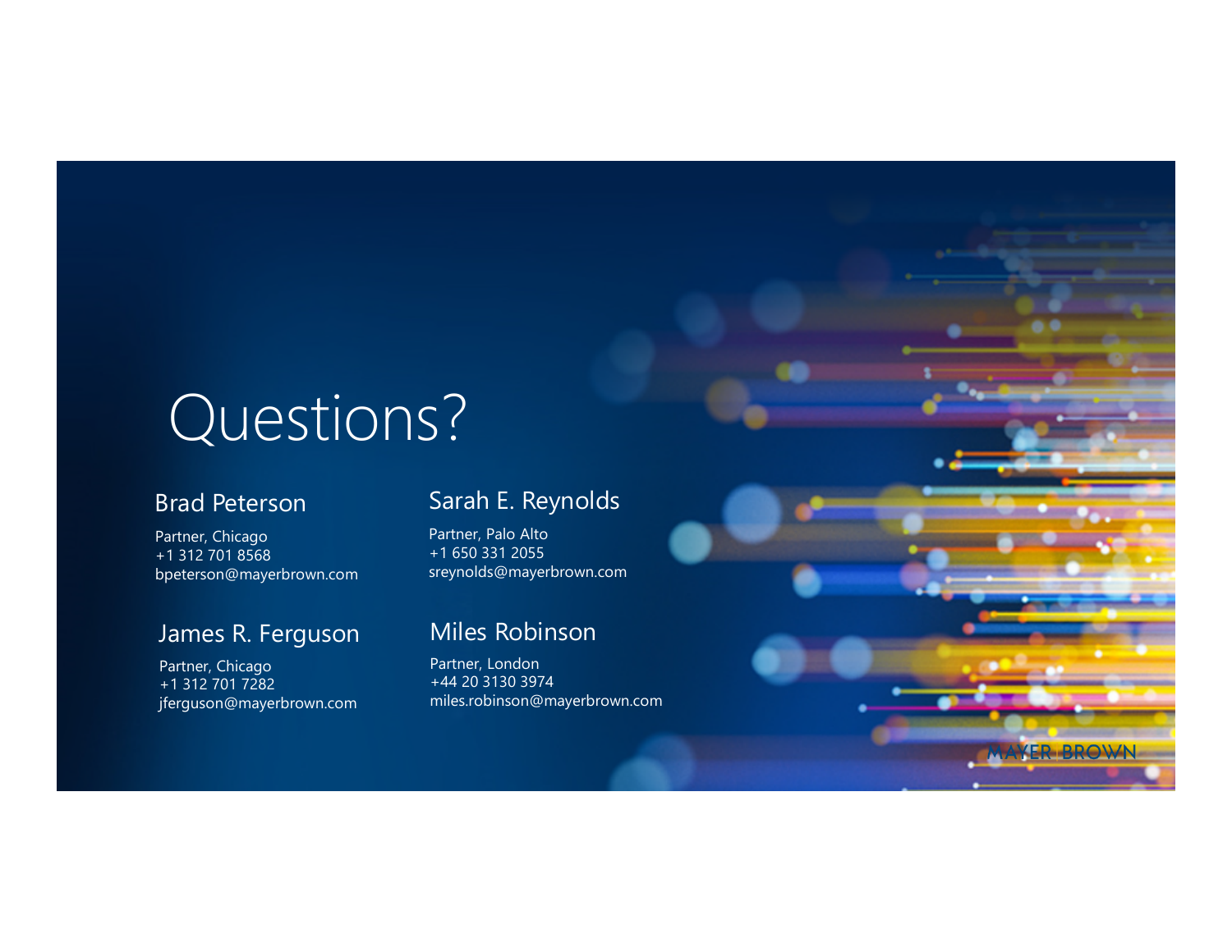# Questions?

**Brad Peterson**

Partner, Chicago
+1 312 701 8568
bpeterson@mayerbrown.com

**Sarah E. Reynolds**

Partner, Palo Alto
+1 650 331 2055
sreynolds@mayerbrown.com

**James R. Ferguson**

Partner, Chicago
+1 312 701 7282
jferguson@mayerbrown.com

**Miles Robinson**

Partner, London
+44 20 3130 3974
miles.robinson@mayerbrown.com

MAYER BROWN